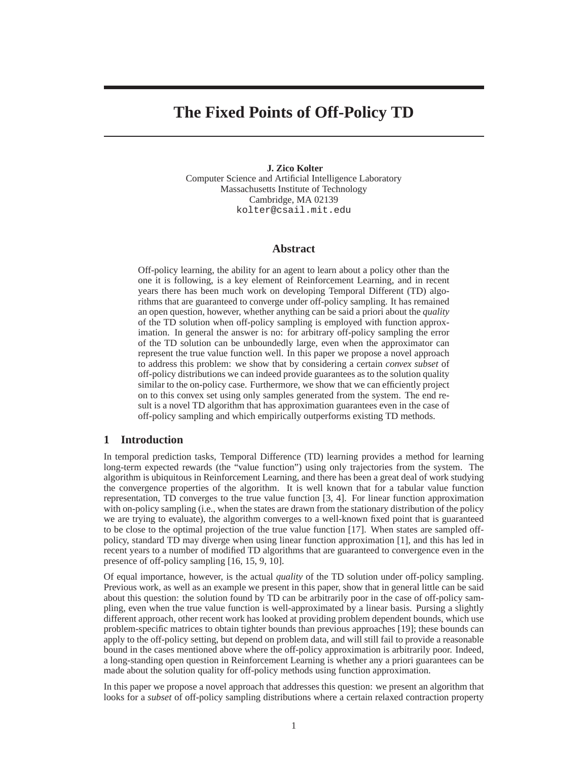# The Fixed Points of Off-Policy TD

**J. Zico Kolter**
Computer Science and Artificial Intelligence Laboratory
Massachusetts Institute of Technology
Cambridge, MA 02139
kolter@csail.mit.edu

## Abstract

Off-policy learning, the ability for an agent to learn about a policy other than the one it is following, is a key element of Reinforcement Learning, and in recent years there has been much work on developing Temporal Different (TD) algorithms that are guaranteed to converge under off-policy sampling. It has remained an open question, however, whether anything can be said a priori about the *quality* of the TD solution when off-policy sampling is employed with function approximation. In general the answer is no: for arbitrary off-policy sampling the error of the TD solution can be unboundedly large, even when the approximator can represent the true value function well. In this paper we propose a novel approach to address this problem: we show that by considering a certain *convex subset* of off-policy distributions we can indeed provide guarantees as to the solution quality similar to the on-policy case. Furthermore, we show that we can efficiently project on to this convex set using only samples generated from the system. The end result is a novel TD algorithm that has approximation guarantees even in the case of off-policy sampling and which empirically outperforms existing TD methods.

## 1 Introduction

In temporal prediction tasks, Temporal Difference (TD) learning provides a method for learning long-term expected rewards (the "value function") using only trajectories from the system. The algorithm is ubiquitous in Reinforcement Learning, and there has been a great deal of work studying the convergence properties of the algorithm. It is well known that for a tabular value function representation, TD converges to the true value function [3, 4]. For linear function approximation with on-policy sampling (i.e., when the states are drawn from the stationary distribution of the policy we are trying to evaluate), the algorithm converges to a well-known fixed point that is guaranteed to be close to the optimal projection of the true value function [17]. When states are sampled off-policy, standard TD may diverge when using linear function approximation [1], and this has led in recent years to a number of modified TD algorithms that are guaranteed to convergence even in the presence of off-policy sampling [16, 15, 9, 10].

Of equal importance, however, is the actual *quality* of the TD solution under off-policy sampling. Previous work, as well as an example we present in this paper, show that in general little can be said about this question: the solution found by TD can be arbitrarily poor in the case of off-policy sampling, even when the true value function is well-approximated by a linear basis. Pursing a slightly different approach, other recent work has looked at providing problem dependent bounds, which use problem-specific matrices to obtain tighter bounds than previous approaches [19]; these bounds can apply to the off-policy setting, but depend on problem data, and will still fail to provide a reasonable bound in the cases mentioned above where the off-policy approximation is arbitrarily poor. Indeed, a long-standing open question in Reinforcement Learning is whether any a priori guarantees can be made about the solution quality for off-policy methods using function approximation.

In this paper we propose a novel approach that addresses this question: we present an algorithm that looks for a *subset* of off-policy sampling distributions where a certain relaxed contraction property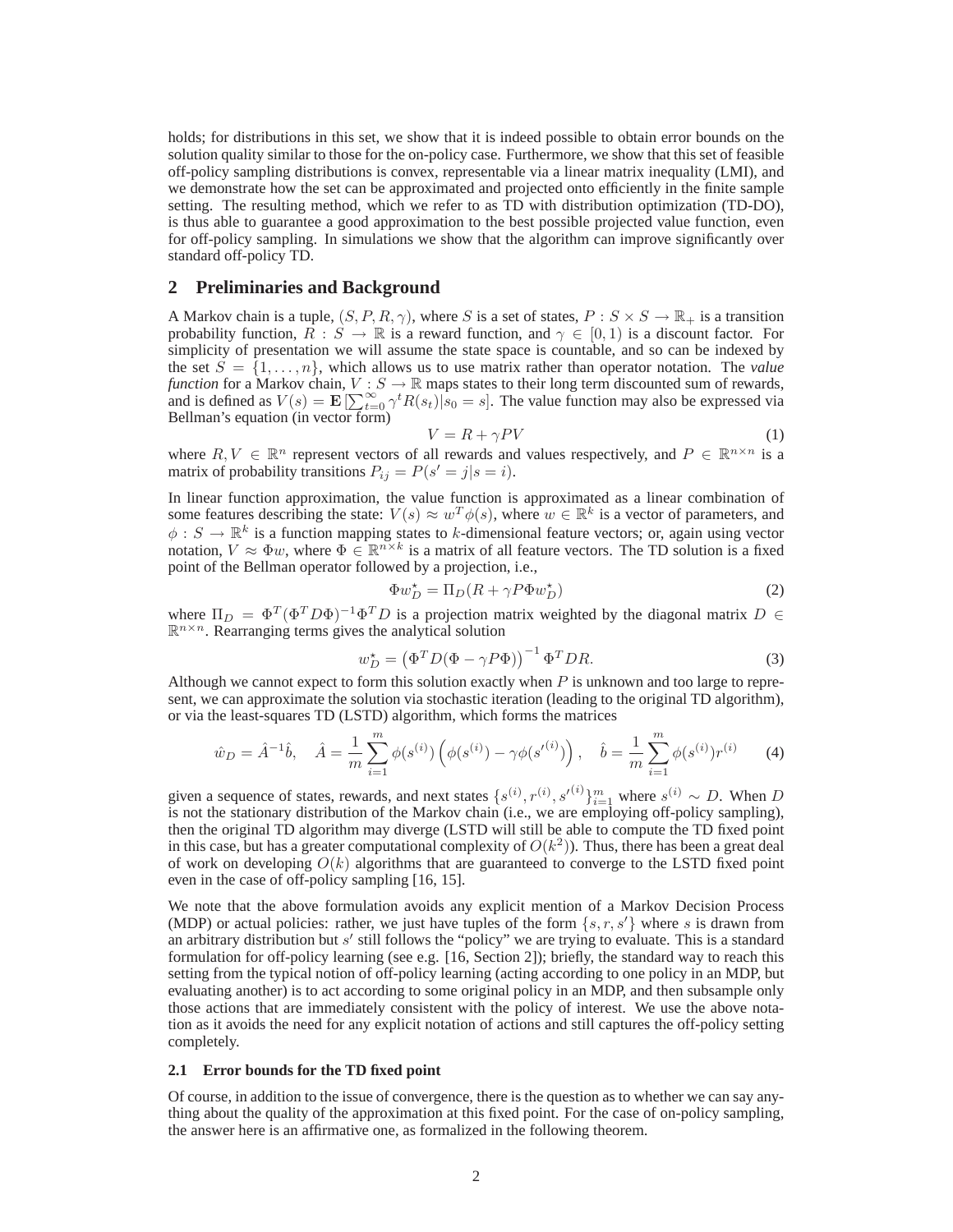holds; for distributions in this set, we show that it is indeed possible to obtain error bounds on the solution quality similar to those for the on-policy case. Furthermore, we show that this set of feasible off-policy sampling distributions is convex, representable via a linear matrix inequality (LMI), and we demonstrate how the set can be approximated and projected onto efficiently in the finite sample setting. The resulting method, which we refer to as TD with distribution optimization (TD-DO), is thus able to guarantee a good approximation to the best possible projected value function, even for off-policy sampling. In simulations we show that the algorithm can improve significantly over standard off-policy TD.

## 2 Preliminaries and Background

A Markov chain is a tuple, $(S, P, R, \gamma)$, where $S$ is a set of states, $P : S \times S \to \mathbb{R}_+$ is a transition probability function, $R : S \to \mathbb{R}$ is a reward function, and $\gamma \in [0, 1)$ is a discount factor. For simplicity of presentation we will assume the state space is countable, and so can be indexed by the set $S = \{1, \ldots, n\}$, which allows us to use matrix rather than operator notation. The *value function* for a Markov chain, $V : S \to \mathbb{R}$ maps states to their long term discounted sum of rewards, and is defined as $V(s) = \mathbf{E}\left[\sum_{t=0}^{\infty} \gamma^t R(s_t) | s_0 = s\right]$. The value function may also be expressed via Bellman's equation (in vector form)

$$V = R + \gamma P V \tag{1}$$

where $R, V \in \mathbb{R}^n$ represent vectors of all rewards and values respectively, and $P \in \mathbb{R}^{n \times n}$ is a matrix of probability transitions $P_{ij} = P(s' = j | s = i)$.

In linear function approximation, the value function is approximated as a linear combination of some features describing the state: $V(s) \approx w^T \phi(s)$, where $w \in \mathbb{R}^k$ is a vector of parameters, and $\phi : S \to \mathbb{R}^k$ is a function mapping states to $k$-dimensional feature vectors; or, again using vector notation, $V \approx \Phi w$, where $\Phi \in \mathbb{R}^{n \times k}$ is a matrix of all feature vectors. The TD solution is a fixed point of the Bellman operator followed by a projection, i.e.,

$$\Phi w^\star_D = \Pi_D (R + \gamma P \Phi w^\star_D) \tag{2}$$

where $\Pi_D = \Phi^T (\Phi^T D \Phi)^{-1} \Phi^T D$ is a projection matrix weighted by the diagonal matrix $D \in \mathbb{R}^{n \times n}$. Rearranging terms gives the analytical solution

$$w^\star_D = \left(\Phi^T D (\Phi - \gamma P \Phi)\right)^{-1} \Phi^T D R. \tag{3}$$

Although we cannot expect to form this solution exactly when $P$ is unknown and too large to represent, we can approximate the solution via stochastic iteration (leading to the original TD algorithm), or via the least-squares TD (LSTD) algorithm, which forms the matrices

$$\hat{w}_D = \hat{A}^{-1} \hat{b}, \quad \hat{A} = \frac{1}{m} \sum_{i=1}^{m} \phi(s^{(i)}) \left(\phi(s^{(i)}) - \gamma \phi({s'}^{(i)})\right), \quad \hat{b} = \frac{1}{m} \sum_{i=1}^{m} \phi(s^{(i)}) r^{(i)} \tag{4}$$

given a sequence of states, rewards, and next states $\{s^{(i)}, r^{(i)}, {s'}^{(i)}\}_{i=1}^m$ where $s^{(i)} \sim D$. When $D$ is not the stationary distribution of the Markov chain (i.e., we are employing off-policy sampling), then the original TD algorithm may diverge (LSTD will still be able to compute the TD fixed point in this case, but has a greater computational complexity of $O(k^2)$). Thus, there has been a great deal of work on developing $O(k)$ algorithms that are guaranteed to converge to the LSTD fixed point even in the case of off-policy sampling [16, 15].

We note that the above formulation avoids any explicit mention of a Markov Decision Process (MDP) or actual policies: rather, we just have tuples of the form $\{s, r, s'\}$ where $s$ is drawn from an arbitrary distribution but $s'$ still follows the "policy" we are trying to evaluate. This is a standard formulation for off-policy learning (see e.g. [16, Section 2]); briefly, the standard way to reach this setting from the typical notion of off-policy learning (acting according to one policy in an MDP, but evaluating another) is to act according to some original policy in an MDP, and then subsample only those actions that are immediately consistent with the policy of interest. We use the above notation as it avoids the need for any explicit notation of actions and still captures the off-policy setting completely.

### 2.1 Error bounds for the TD fixed point

Of course, in addition to the issue of convergence, there is the question as to whether we can say anything about the quality of the approximation at this fixed point. For the case of on-policy sampling, the answer here is an affirmative one, as formalized in the following theorem.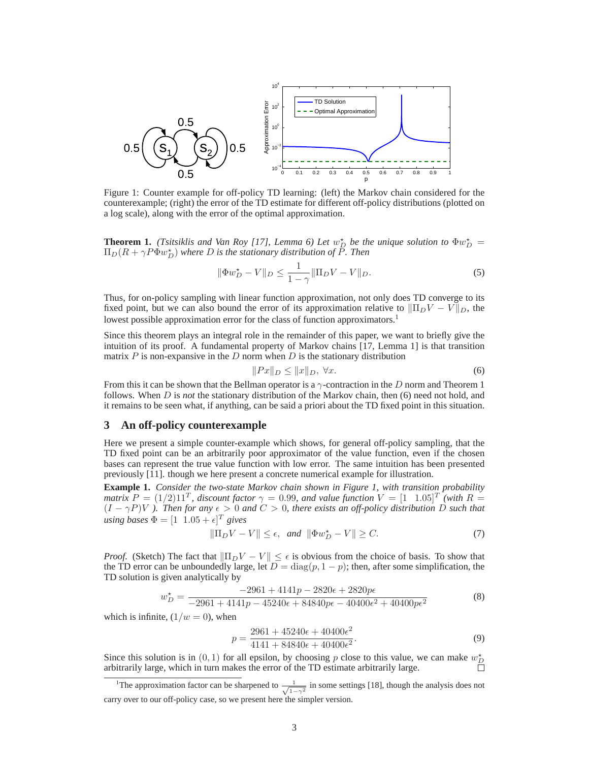Figure 1: Counter example for off-policy TD learning: (left) the Markov chain considered for the counterexample; (right) the error of the TD estimate for different off-policy distributions (plotted on a log scale), along with the error of the optimal approximation.

**Theorem 1.** *(Tsitsiklis and Van Roy [17], Lemma 6) Let $w_D^\star$ be the unique solution to $\Phi w_D^\star = \Pi_D(R + \gamma P \Phi w_D^\star)$ where $D$ is the stationary distribution of $P$. Then*

$$\|\Phi w_D^\star - V\|_D \leq \frac{1}{1-\gamma} \|\Pi_D V - V\|_D. \tag{5}$$

Thus, for on-policy sampling with linear function approximation, not only does TD converge to its fixed point, but we can also bound the error of its approximation relative to $\|\Pi_D V - V\|_D$, the lowest possible approximation error for the class of function approximators.[1]

Since this theorem plays an integral role in the remainder of this paper, we want to briefly give the intuition of its proof. A fundamental property of Markov chains [17, Lemma 1] is that transition matrix $P$ is non-expansive in the $D$ norm when $D$ is the stationary distribution

$$\|Px\|_D \leq \|x\|_D, \ \forall x. \tag{6}$$

From this it can be shown that the Bellman operator is a $\gamma$-contraction in the $D$ norm and Theorem 1 follows. When $D$ is *not* the stationary distribution of the Markov chain, then (6) need not hold, and it remains to be seen what, if anything, can be said a priori about the TD fixed point in this situation.

## 3 An off-policy counterexample

Here we present a simple counter-example which shows, for general off-policy sampling, that the TD fixed point can be an arbitrarily poor approximator of the value function, even if the chosen bases can represent the true value function with low error. The same intuition has been presented previously [11]. though we here present a concrete numerical example for illustration.

**Example 1.** *Consider the two-state Markov chain shown in Figure 1, with transition probability matrix $P = (1/2)\mathbf{1}\mathbf{1}^T$, discount factor $\gamma = 0.99$, and value function $V = [1 \ \ 1.05]^T$ (with $R = (I - \gamma P)V$ ). Then for any $\epsilon > 0$ and $C > 0$, there exists an off-policy distribution $D$ such that using bases $\Phi = [1 \ \ 1.05 + \epsilon]^T$ gives*

$$\|\Pi_D V - V\| \leq \epsilon, \ \text{ and } \ \|\Phi w_D^\star - V\| \geq C. \tag{7}$$

*Proof.* (Sketch) The fact that $\|\Pi_D V - V\| \leq \epsilon$ is obvious from the choice of basis. To show that the TD error can be unboundedly large, let $D = \operatorname{diag}(p, 1-p)$; then, after some simplification, the TD solution is given analytically by

$$w_D^\star = \frac{-2961 + 4141p - 2820\epsilon + 2820p\epsilon}{-2961 + 4141p - 45240\epsilon + 84840p\epsilon - 40400\epsilon^2 + 40400p\epsilon^2} \tag{8}$$

which is infinite, $(1/w = 0)$, when

$$p = \frac{2961 + 45240\epsilon + 40400\epsilon^2}{4141 + 84840\epsilon + 40400\epsilon^2}. \tag{9}$$

Since this solution is in $(0, 1)$ for all epsilon, by choosing $p$ close to this value, we can make $w_D^\star$ arbitrarily large, which in turn makes the error of the TD estimate arbitrarily large. □

[1] The approximation factor can be sharpened to $\frac{1}{\sqrt{1-\gamma^2}}$ in some settings [18], though the analysis does not carry over to our off-policy case, so we present here the simpler version.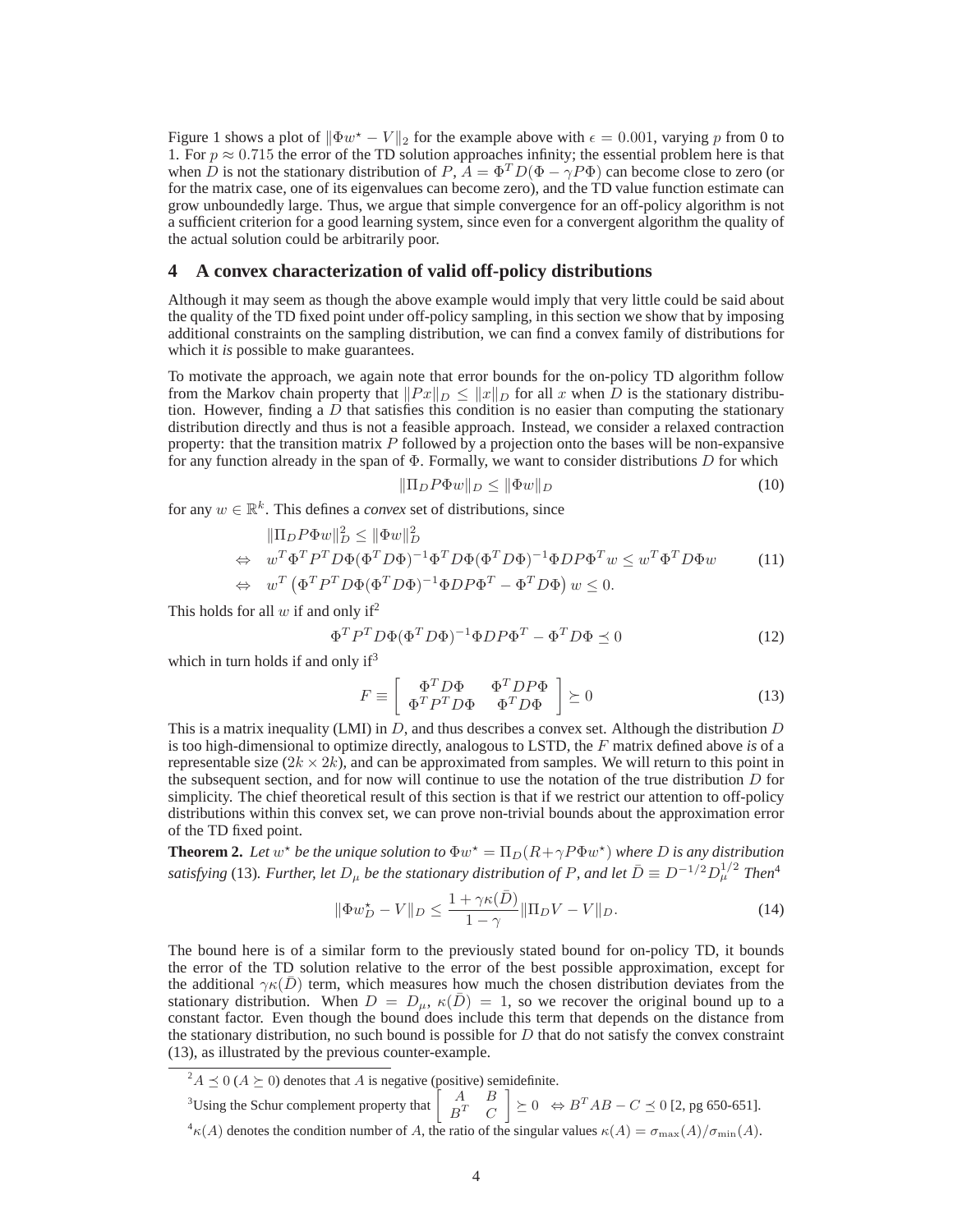Figure 1 shows a plot of $\|\Phi w^\star - V\|_2$ for the example above with $\epsilon = 0.001$, varying $p$ from 0 to 1. For $p \approx 0.715$ the error of the TD solution approaches infinity; the essential problem here is that when $D$ is not the stationary distribution of $P$, $A = \Phi^T D(\Phi - \gamma P\Phi)$ can become close to zero (or for the matrix case, one of its eigenvalues can become zero), and the TD value function estimate can grow unboundedly large. Thus, we argue that simple convergence for an off-policy algorithm is not a sufficient criterion for a good learning system, since even for a convergent algorithm the quality of the actual solution could be arbitrarily poor.

## 4 A convex characterization of valid off-policy distributions

Although it may seem as though the above example would imply that very little could be said about the quality of the TD fixed point under off-policy sampling, in this section we show that by imposing additional constraints on the sampling distribution, we can find a convex family of distributions for which it *is* possible to make guarantees.

To motivate the approach, we again note that error bounds for the on-policy TD algorithm follow from the Markov chain property that $\|Px\|_D \leq \|x\|_D$ for all $x$ when $D$ is the stationary distribution. However, finding a $D$ that satisfies this condition is no easier than computing the stationary distribution directly and thus is not a feasible approach. Instead, we consider a relaxed contraction property: that the transition matrix $P$ followed by a projection onto the bases will be non-expansive for any function already in the span of $\Phi$. Formally, we want to consider distributions $D$ for which

$$\|\Pi_D P\Phi w\|_D \leq \|\Phi w\|_D \tag{10}$$

for any $w \in \mathbb{R}^k$. This defines a *convex* set of distributions, since

$$\begin{aligned}
&\|\Pi_D P\Phi w\|_D^2 \leq \|\Phi w\|_D^2 \\
\Leftrightarrow\quad & w^T\Phi^T P^T D\Phi(\Phi^T D\Phi)^{-1}\Phi^T D\Phi(\Phi^T D\Phi)^{-1}\Phi D P\Phi^T w \leq w^T\Phi^T D\Phi w \\
\Leftrightarrow\quad & w^T\left(\Phi^T P^T D\Phi(\Phi^T D\Phi)^{-1}\Phi D P\Phi^T - \Phi^T D\Phi\right) w \leq 0.
\end{aligned} \tag{11}$$

This holds for all $w$ if and only if[2]

$$\Phi^T P^T D\Phi(\Phi^T D\Phi)^{-1}\Phi D P\Phi^T - \Phi^T D\Phi \preceq 0 \tag{12}$$

which in turn holds if and only if[3]

$$F \equiv \begin{bmatrix} \Phi^T D\Phi & \Phi^T D P\Phi \\ \Phi^T P^T D\Phi & \Phi^T D\Phi \end{bmatrix} \succeq 0 \tag{13}$$

This is a matrix inequality (LMI) in $D$, and thus describes a convex set. Although the distribution $D$ is too high-dimensional to optimize directly, analogous to LSTD, the $F$ matrix defined above *is* of a representable size ($2k \times 2k$), and can be approximated from samples. We will return to this point in the subsequent section, and for now will continue to use the notation of the true distribution $D$ for simplicity. The chief theoretical result of this section is that if we restrict our attention to off-policy distributions within this convex set, we can prove non-trivial bounds about the approximation error of the TD fixed point.

**Theorem 2.** *Let $w^\star$ be the unique solution to $\Phi w^\star = \Pi_D(R + \gamma P\Phi w^\star)$ where $D$ is any distribution satisfying* (13)*. Further, let $D_\mu$ be the stationary distribution of $P$, and let $\bar{D} \equiv D^{-1/2}D_\mu^{1/2}$ Then*[4]

$$\|\Phi w_D^\star - V\|_D \leq \frac{1 + \gamma\kappa(\bar{D})}{1 - \gamma}\|\Pi_D V - V\|_D. \tag{14}$$

The bound here is of a similar form to the previously stated bound for on-policy TD, it bounds the error of the TD solution relative to the error of the best possible approximation, except for the additional $\gamma\kappa(\bar{D})$ term, which measures how much the chosen distribution deviates from the stationary distribution. When $D = D_\mu$, $\kappa(\bar{D}) = 1$, so we recover the original bound up to a constant factor. Even though the bound does include this term that depends on the distance from the stationary distribution, no such bound is possible for $D$ that do not satisfy the convex constraint (13), as illustrated by the previous counter-example.

---

[2] $A \preceq 0$ ($A \succeq 0$) denotes that $A$ is negative (positive) semidefinite.

[3] Using the Schur complement property that $\begin{bmatrix} A & B \\ B^T & C \end{bmatrix} \succeq 0 \;\Leftrightarrow B^T AB - C \preceq 0$ [2, pg 650-651].

[4] $\kappa(A)$ denotes the condition number of $A$, the ratio of the singular values $\kappa(A) = \sigma_{\max}(A)/\sigma_{\min}(A)$.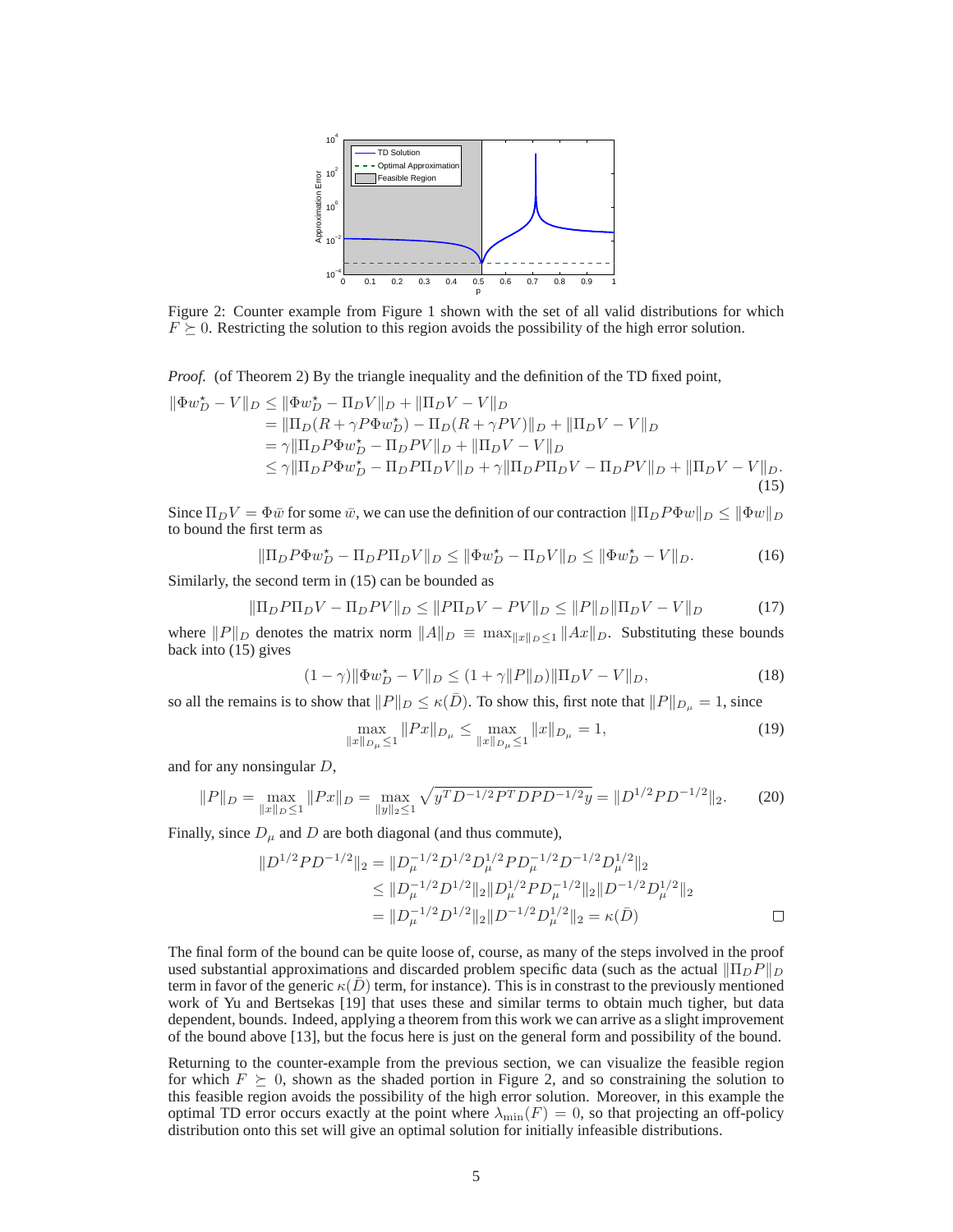Figure 2: Counter example from Figure 1 shown with the set of all valid distributions for which $F \succeq 0$. Restricting the solution to this region avoids the possibility of the high error solution.

*Proof.* (of Theorem 2) By the triangle inequality and the definition of the TD fixed point,

$$
\begin{aligned}
\|\Phi w_D^\star - V\|_D &\leq \|\Phi w_D^\star - \Pi_D V\|_D + \|\Pi_D V - V\|_D \\
&= \|\Pi_D(R + \gamma P \Phi w_D^\star) - \Pi_D(R + \gamma P V)\|_D + \|\Pi_D V - V\|_D \\
&= \gamma \|\Pi_D P \Phi w_D^\star - \Pi_D P V\|_D + \|\Pi_D V - V\|_D \\
&\leq \gamma \|\Pi_D P \Phi w_D^\star - \Pi_D P \Pi_D V\|_D + \gamma \|\Pi_D P \Pi_D V - \Pi_D P V\|_D + \|\Pi_D V - V\|_D.
\end{aligned}
\tag{15}
$$

Since $\Pi_D V = \Phi \bar{w}$ for some $\bar{w}$, we can use the definition of our contraction $\|\Pi_D P \Phi w\|_D \leq \|\Phi w\|_D$ to bound the first term as

$$
\|\Pi_D P \Phi w_D^\star - \Pi_D P \Pi_D V\|_D \leq \|\Phi w_D^\star - \Pi_D V\|_D \leq \|\Phi w_D^\star - V\|_D. \tag{16}
$$

Similarly, the second term in (15) can be bounded as

$$
\|\Pi_D P \Pi_D V - \Pi_D P V\|_D \leq \|P \Pi_D V - P V\|_D \leq \|P\|_D \|\Pi_D V - V\|_D \tag{17}
$$

where $\|P\|_D$ denotes the matrix norm $\|A\|_D \equiv \max_{\|x\|_D \leq 1} \|Ax\|_D$. Substituting these bounds back into (15) gives

$$
(1 - \gamma)\|\Phi w_D^\star - V\|_D \leq (1 + \gamma \|P\|_D)\|\Pi_D V - V\|_D, \tag{18}
$$

so all the remains is to show that $\|P\|_D \leq \kappa(\bar{D})$. To show this, first note that $\|P\|_{D_\mu} = 1$, since

$$
\max_{\|x\|_{D_\mu} \leq 1} \|Px\|_{D_\mu} \leq \max_{\|x\|_{D_\mu} \leq 1} \|x\|_{D_\mu} = 1, \tag{19}
$$

and for any nonsingular $D$,

$$
\|P\|_D = \max_{\|x\|_D \leq 1} \|Px\|_D = \max_{\|y\|_2 \leq 1} \sqrt{y^T D^{-1/2} P^T D P D^{-1/2} y} = \|D^{1/2} P D^{-1/2}\|_2. \tag{20}
$$

Finally, since $D_\mu$ and $D$ are both diagonal (and thus commute),

$$
\begin{aligned}
\|D^{1/2} P D^{-1/2}\|_2 &= \|D_\mu^{-1/2} D^{1/2} D_\mu^{1/2} P D_\mu^{-1/2} D^{-1/2} D_\mu^{1/2}\|_2 \\
&\leq \|D_\mu^{-1/2} D^{1/2}\|_2 \|D_\mu^{1/2} P D_\mu^{-1/2}\|_2 \|D^{-1/2} D_\mu^{1/2}\|_2 \\
&= \|D_\mu^{-1/2} D^{1/2}\|_2 \|D^{-1/2} D_\mu^{1/2}\|_2 = \kappa(\bar{D})
\end{aligned}
$$

□

The final form of the bound can be quite loose of, course, as many of the steps involved in the proof used substantial approximations and discarded problem specific data (such as the actual $\|\Pi_D P\|_D$ term in favor of the generic $\kappa(\bar{D})$ term, for instance). This is in constrast to the previously mentioned work of Yu and Bertsekas [19] that uses these and similar terms to obtain much tigher, but data dependent, bounds. Indeed, applying a theorem from this work we can arrive as a slight improvement of the bound above [13], but the focus here is just on the general form and possibility of the bound.

Returning to the counter-example from the previous section, we can visualize the feasible region for which $F \succeq 0$, shown as the shaded portion in Figure 2, and so constraining the solution to this feasible region avoids the possibility of the high error solution. Moreover, in this example the optimal TD error occurs exactly at the point where $\lambda_{\min}(F) = 0$, so that projecting an off-policy distribution onto this set will give an optimal solution for initially infeasible distributions.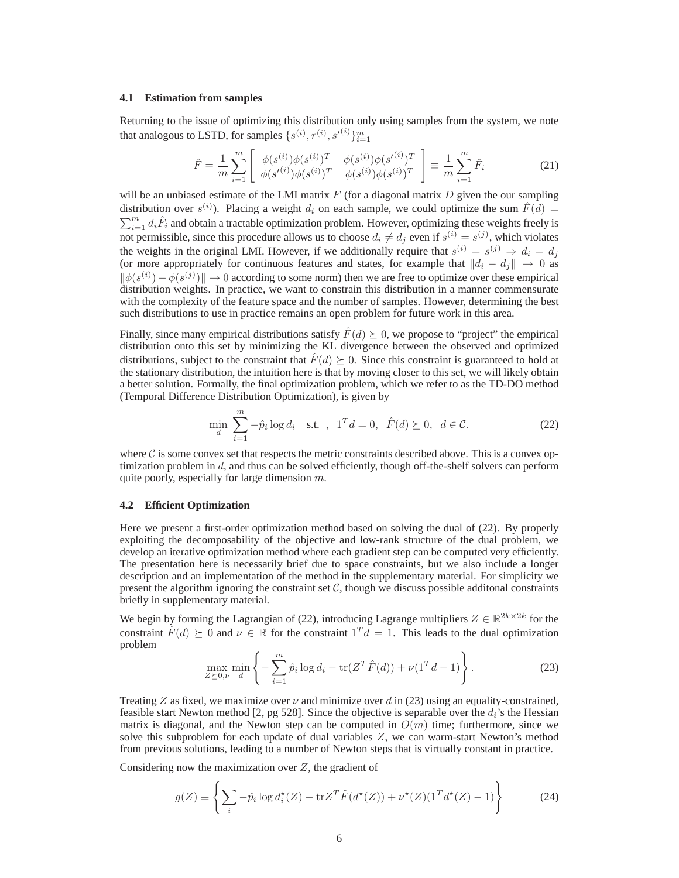### 4.1 Estimation from samples

Returning to the issue of optimizing this distribution only using samples from the system, we note that analogous to LSTD, for samples $\{s^{(i)}, r^{(i)}, s'^{(i)}\}_{i=1}^m$

$$\hat{F} = \frac{1}{m}\sum_{i=1}^m \begin{bmatrix} \phi(s^{(i)})\phi(s^{(i)})^T & \phi(s^{(i)})\phi(s'^{(i)})^T \\ \phi(s'^{(i)})\phi(s^{(i)})^T & \phi(s^{(i)})\phi(s^{(i)})^T \end{bmatrix} \equiv \frac{1}{m}\sum_{i=1}^m \hat{F}_i \tag{21}$$

will be an unbiased estimate of the LMI matrix $F$ (for a diagonal matrix $D$ given the our sampling distribution over $s^{(i)}$). Placing a weight $d_i$ on each sample, we could optimize the sum $\hat{F}(d) = \sum_{i=1}^m d_i \hat{F}_i$ and obtain a tractable optimization problem. However, optimizing these weights freely is not permissible, since this procedure allows us to choose $d_i \neq d_j$ even if $s^{(i)} = s^{(j)}$, which violates the weights in the original LMI. However, if we additionally require that $s^{(i)} = s^{(j)} \Rightarrow d_i = d_j$ (or more appropriately for continuous features and states, for example that $\|d_i - d_j\| \to 0$ as $\|\phi(s^{(i)}) - \phi(s^{(j)})\| \to 0$ according to some norm) then we are free to optimize over these empirical distribution weights. In practice, we want to constrain this distribution in a manner commensurate with the complexity of the feature space and the number of samples. However, determining the best such distributions to use in practice remains an open problem for future work in this area.

Finally, since many empirical distributions satisfy $\hat{F}(d) \succeq 0$, we propose to "project" the empirical distribution onto this set by minimizing the KL divergence between the observed and optimized distributions, subject to the constraint that $\hat{F}(d) \succeq 0$. Since this constraint is guaranteed to hold at the stationary distribution, the intuition here is that by moving closer to this set, we will likely obtain a better solution. Formally, the final optimization problem, which we refer to as the TD-DO method (Temporal Difference Distribution Optimization), is given by

$$\min_d \sum_{i=1}^m -\hat{p}_i \log d_i \quad \text{s.t.} \;\; , \;\; 1^T d = 0, \;\; \hat{F}(d) \succeq 0, \;\; d \in \mathcal{C}. \tag{22}$$

where $\mathcal{C}$ is some convex set that respects the metric constraints described above. This is a convex optimization problem in $d$, and thus can be solved efficiently, though off-the-shelf solvers can perform quite poorly, especially for large dimension $m$.

### 4.2 Efficient Optimization

Here we present a first-order optimization method based on solving the dual of (22). By properly exploiting the decomposability of the objective and low-rank structure of the dual problem, we develop an iterative optimization method where each gradient step can be computed very efficiently. The presentation here is necessarily brief due to space constraints, but we also include a longer description and an implementation of the method in the supplementary material. For simplicity we present the algorithm ignoring the constraint set $\mathcal{C}$, though we discuss possible additonal constraints briefly in supplementary material.

We begin by forming the Lagrangian of (22), introducing Lagrange multipliers $Z \in \mathbb{R}^{2k\times 2k}$ for the constraint $\hat{F}(d) \succeq 0$ and $\nu \in \mathbb{R}$ for the constraint $1^T d = 1$. This leads to the dual optimization problem

$$\max_{Z\succeq 0, \nu} \min_d \left\{ -\sum_{i=1}^m \hat{p}_i \log d_i - \operatorname{tr}(Z^T \hat{F}(d)) + \nu(1^T d - 1) \right\}. \tag{23}$$

Treating $Z$ as fixed, we maximize over $\nu$ and minimize over $d$ in (23) using an equality-constrained, feasible start Newton method [2, pg 528]. Since the objective is separable over the $d_i$'s the Hessian matrix is diagonal, and the Newton step can be computed in $O(m)$ time; furthermore, since we solve this subproblem for each update of dual variables $Z$, we can warm-start Newton's method from previous solutions, leading to a number of Newton steps that is virtually constant in practice.

Considering now the maximization over $Z$, the gradient of

$$g(Z) \equiv \left\{ \sum_i -\hat{p}_i \log d_i^\star(Z) - \operatorname{tr} Z^T \hat{F}(d^\star(Z)) + \nu^\star(Z)(1^T d^\star(Z) - 1) \right\} \tag{24}$$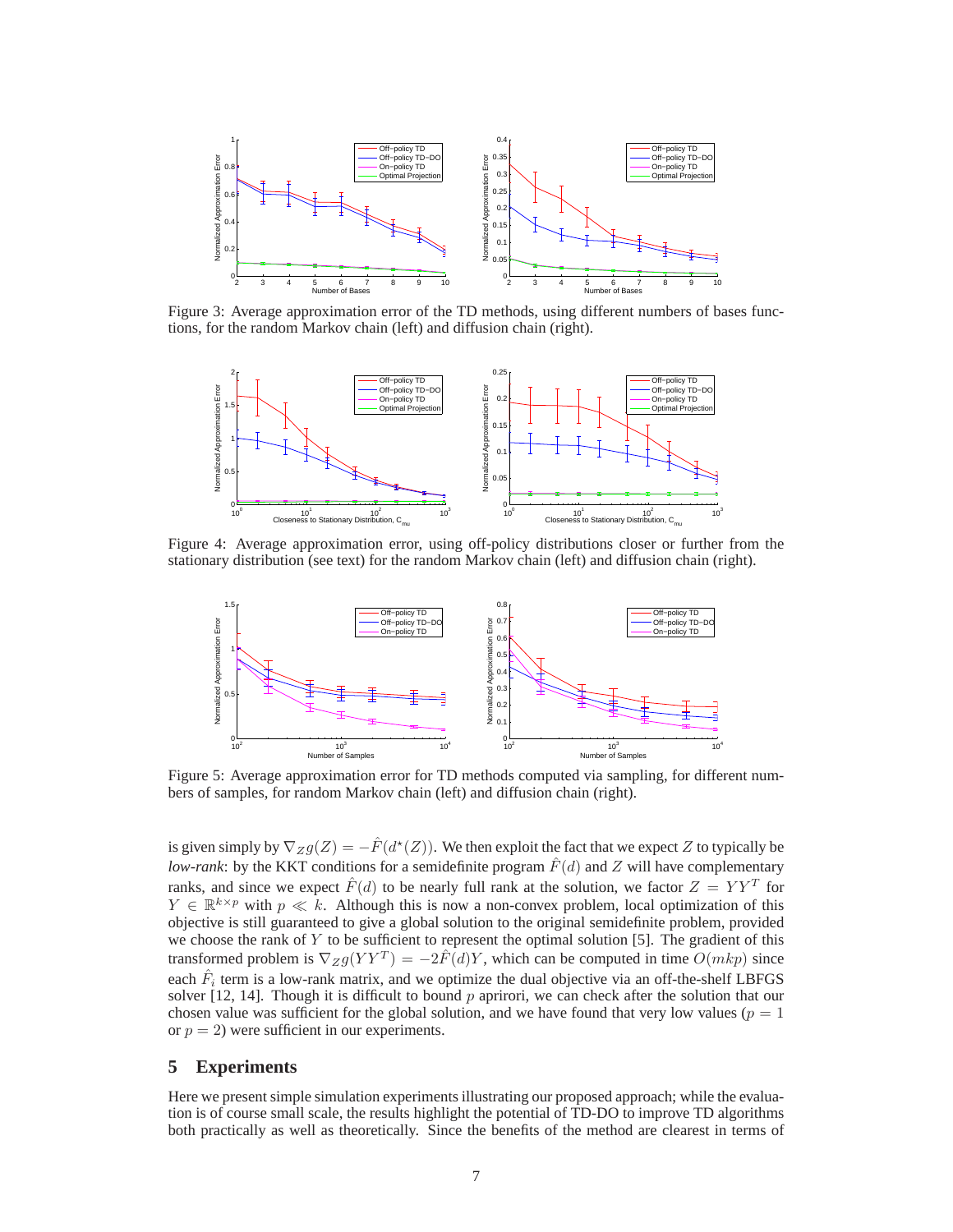Figure 3: Average approximation error of the TD methods, using different numbers of bases functions, for the random Markov chain (left) and diffusion chain (right).

Figure 4: Average approximation error, using off-policy distributions closer or further from the stationary distribution (see text) for the random Markov chain (left) and diffusion chain (right).

Figure 5: Average approximation error for TD methods computed via sampling, for different numbers of samples, for random Markov chain (left) and diffusion chain (right).

is given simply by $\nabla_Z g(Z) = -\hat{F}(d^\star(Z))$. We then exploit the fact that we expect $Z$ to typically be *low-rank*: by the KKT conditions for a semidefinite program $\hat{F}(d)$ and $Z$ will have complementary ranks, and since we expect $\hat{F}(d)$ to be nearly full rank at the solution, we factor $Z = YY^T$ for $Y \in \mathbb{R}^{k \times p}$ with $p \ll k$. Although this is now a non-convex problem, local optimization of this objective is still guaranteed to give a global solution to the original semidefinite problem, provided we choose the rank of $Y$ to be sufficient to represent the optimal solution [5]. The gradient of this transformed problem is $\nabla_Z g(YY^T) = -2\hat{F}(d)Y$, which can be computed in time $O(mkp)$ since each $\hat{F}_i$ term is a low-rank matrix, and we optimize the dual objective via an off-the-shelf LBFGS solver [12, 14]. Though it is difficult to bound $p$ aprirori, we can check after the solution that our chosen value was sufficient for the global solution, and we have found that very low values ($p = 1$ or $p = 2$) were sufficient in our experiments.

## 5 Experiments

Here we present simple simulation experiments illustrating our proposed approach; while the evaluation is of course small scale, the results highlight the potential of TD-DO to improve TD algorithms both practically as well as theoretically. Since the benefits of the method are clearest in terms of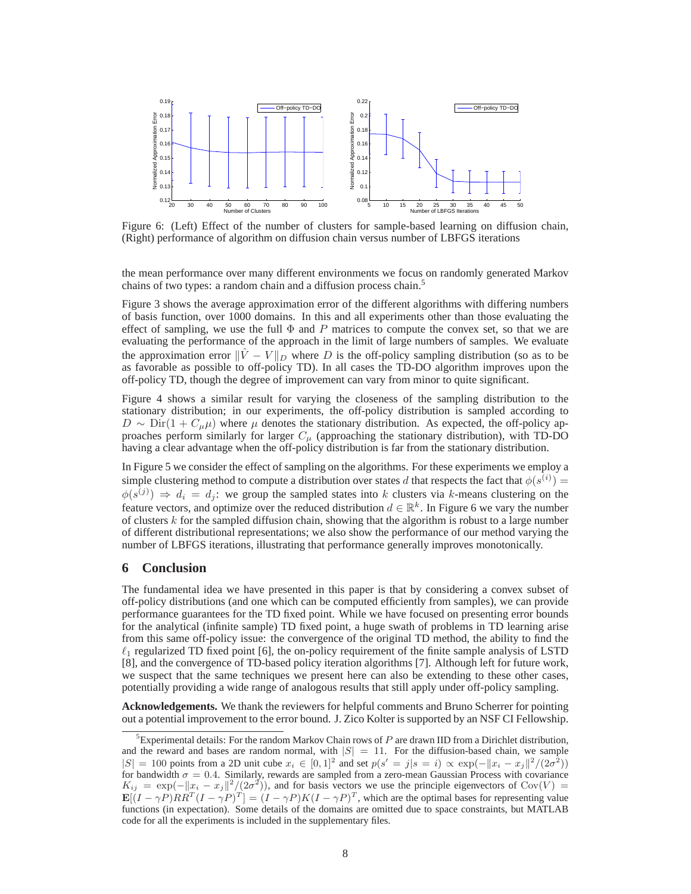Figure 6: (Left) Effect of the number of clusters for sample-based learning on diffusion chain, (Right) performance of algorithm on diffusion chain versus number of LBFGS iterations

the mean performance over many different environments we focus on randomly generated Markov chains of two types: a random chain and a diffusion process chain.[5]

Figure 3 shows the average approximation error of the different algorithms with differing numbers of basis function, over 1000 domains. In this and all experiments other than those evaluating the effect of sampling, we use the full $\Phi$ and $P$ matrices to compute the convex set, so that we are evaluating the performance of the approach in the limit of large numbers of samples. We evaluate the approximation error $\|\hat{V} - V\|_D$ where $D$ is the off-policy sampling distribution (so as to be as favorable as possible to off-policy TD). In all cases the TD-DO algorithm improves upon the off-policy TD, though the degree of improvement can vary from minor to quite significant.

Figure 4 shows a similar result for varying the closeness of the sampling distribution to the stationary distribution; in our experiments, the off-policy distribution is sampled according to $D \sim \mathrm{Dir}(1 + C_\mu \mu)$ where $\mu$ denotes the stationary distribution. As expected, the off-policy approaches perform similarly for larger $C_\mu$ (approaching the stationary distribution), with TD-DO having a clear advantage when the off-policy distribution is far from the stationary distribution.

In Figure 5 we consider the effect of sampling on the algorithms. For these experiments we employ a simple clustering method to compute a distribution over states $d$ that respects the fact that $\phi(s^{(i)}) = \phi(s^{(j)}) \Rightarrow d_i = d_j$: we group the sampled states into $k$ clusters via $k$-means clustering on the feature vectors, and optimize over the reduced distribution $d \in \mathbb{R}^k$. In Figure 6 we vary the number of clusters $k$ for the sampled diffusion chain, showing that the algorithm is robust to a large number of different distributional representations; we also show the performance of our method varying the number of LBFGS iterations, illustrating that performance generally improves monotonically.

## 6 Conclusion

The fundamental idea we have presented in this paper is that by considering a convex subset of off-policy distributions (and one which can be computed efficiently from samples), we can provide performance guarantees for the TD fixed point. While we have focused on presenting error bounds for the analytical (infinite sample) TD fixed point, a huge swath of problems in TD learning arise from this same off-policy issue: the convergence of the original TD method, the ability to find the $\ell_1$ regularized TD fixed point [6], the on-policy requirement of the finite sample analysis of LSTD [8], and the convergence of TD-based policy iteration algorithms [7]. Although left for future work, we suspect that the same techniques we present here can also be extending to these other cases, potentially providing a wide range of analogous results that still apply under off-policy sampling.

**Acknowledgements.** We thank the reviewers for helpful comments and Bruno Scherrer for pointing out a potential improvement to the error bound. J. Zico Kolter is supported by an NSF CI Fellowship.

[5] Experimental details: For the random Markov Chain rows of $P$ are drawn IID from a Dirichlet distribution, and the reward and bases are random normal, with $|S| = 11$. For the diffusion-based chain, we sample $|S| = 100$ points from a 2D unit cube $x_i \in [0, 1]^2$ and set $p(s' = j|s = i) \propto \exp(-\|x_i - x_j\|^2/(2\sigma^2))$ for bandwidth $\sigma = 0.4$. Similarly, rewards are sampled from a zero-mean Gaussian Process with covariance $K_{ij} = \exp(-\|x_i - x_j\|^2/(2\sigma^2))$, and for basis vectors we use the principle eigenvectors of $\mathrm{Cov}(V) = \mathbf{E}[(I - \gamma P)RR^T(I - \gamma P)^T] = (I - \gamma P)K(I - \gamma P)^T$, which are the optimal bases for representing value functions (in expectation). Some details of the domains are omitted due to space constraints, but MATLAB code for all the experiments is included in the supplementary files.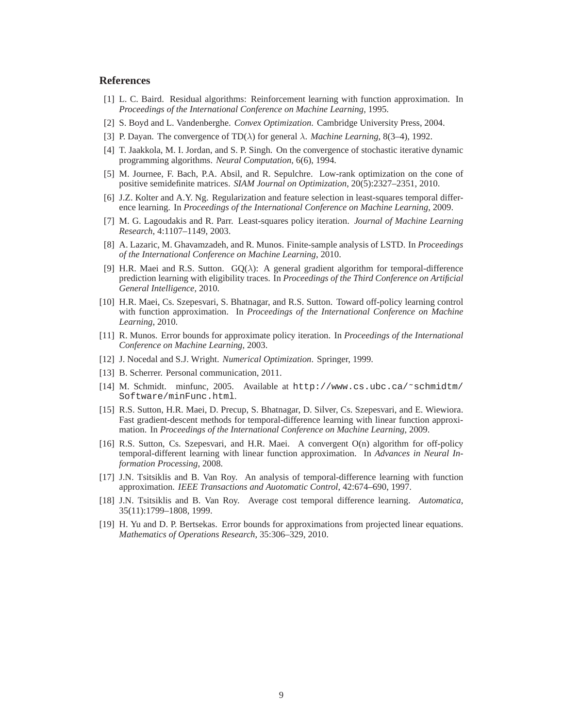## References

[1] L. C. Baird. Residual algorithms: Reinforcement learning with function approximation. In *Proceedings of the International Conference on Machine Learning*, 1995.

[2] S. Boyd and L. Vandenberghe. *Convex Optimization*. Cambridge University Press, 2004.

[3] P. Dayan. The convergence of TD($\lambda$) for general $\lambda$. *Machine Learning*, 8(3–4), 1992.

[4] T. Jaakkola, M. I. Jordan, and S. P. Singh. On the convergence of stochastic iterative dynamic programming algorithms. *Neural Computation*, 6(6), 1994.

[5] M. Journee, F. Bach, P.A. Absil, and R. Sepulchre. Low-rank optimization on the cone of positive semidefinite matrices. *SIAM Journal on Optimization*, 20(5):2327–2351, 2010.

[6] J.Z. Kolter and A.Y. Ng. Regularization and feature selection in least-squares temporal difference learning. In *Proceedings of the International Conference on Machine Learning*, 2009.

[7] M. G. Lagoudakis and R. Parr. Least-squares policy iteration. *Journal of Machine Learning Research*, 4:1107–1149, 2003.

[8] A. Lazaric, M. Ghavamzadeh, and R. Munos. Finite-sample analysis of LSTD. In *Proceedings of the International Conference on Machine Learning*, 2010.

[9] H.R. Maei and R.S. Sutton. GQ($\lambda$): A general gradient algorithm for temporal-difference prediction learning with eligibility traces. In *Proceedings of the Third Conference on Artificial General Intelligence*, 2010.

[10] H.R. Maei, Cs. Szepesvari, S. Bhatnagar, and R.S. Sutton. Toward off-policy learning control with function approximation. In *Proceedings of the International Conference on Machine Learning*, 2010.

[11] R. Munos. Error bounds for approximate policy iteration. In *Proceedings of the International Conference on Machine Learning*, 2003.

[12] J. Nocedal and S.J. Wright. *Numerical Optimization*. Springer, 1999.

[13] B. Scherrer. Personal communication, 2011.

[14] M. Schmidt. minfunc, 2005. Available at `http://www.cs.ubc.ca/~schmidtm/Software/minFunc.html`.

[15] R.S. Sutton, H.R. Maei, D. Precup, S. Bhatnagar, D. Silver, Cs. Szepesvari, and E. Wiewiora. Fast gradient-descent methods for temporal-difference learning with linear function approximation. In *Proceedings of the International Conference on Machine Learning*, 2009.

[16] R.S. Sutton, Cs. Szepesvari, and H.R. Maei. A convergent O(n) algorithm for off-policy temporal-different learning with linear function approximation. In *Advances in Neural Information Processing*, 2008.

[17] J.N. Tsitsiklis and B. Van Roy. An analysis of temporal-difference learning with function approximation. *IEEE Transactions and Auotomatic Control*, 42:674–690, 1997.

[18] J.N. Tsitsiklis and B. Van Roy. Average cost temporal difference learning. *Automatica*, 35(11):1799–1808, 1999.

[19] H. Yu and D. P. Bertsekas. Error bounds for approximations from projected linear equations. *Mathematics of Operations Research*, 35:306–329, 2010.